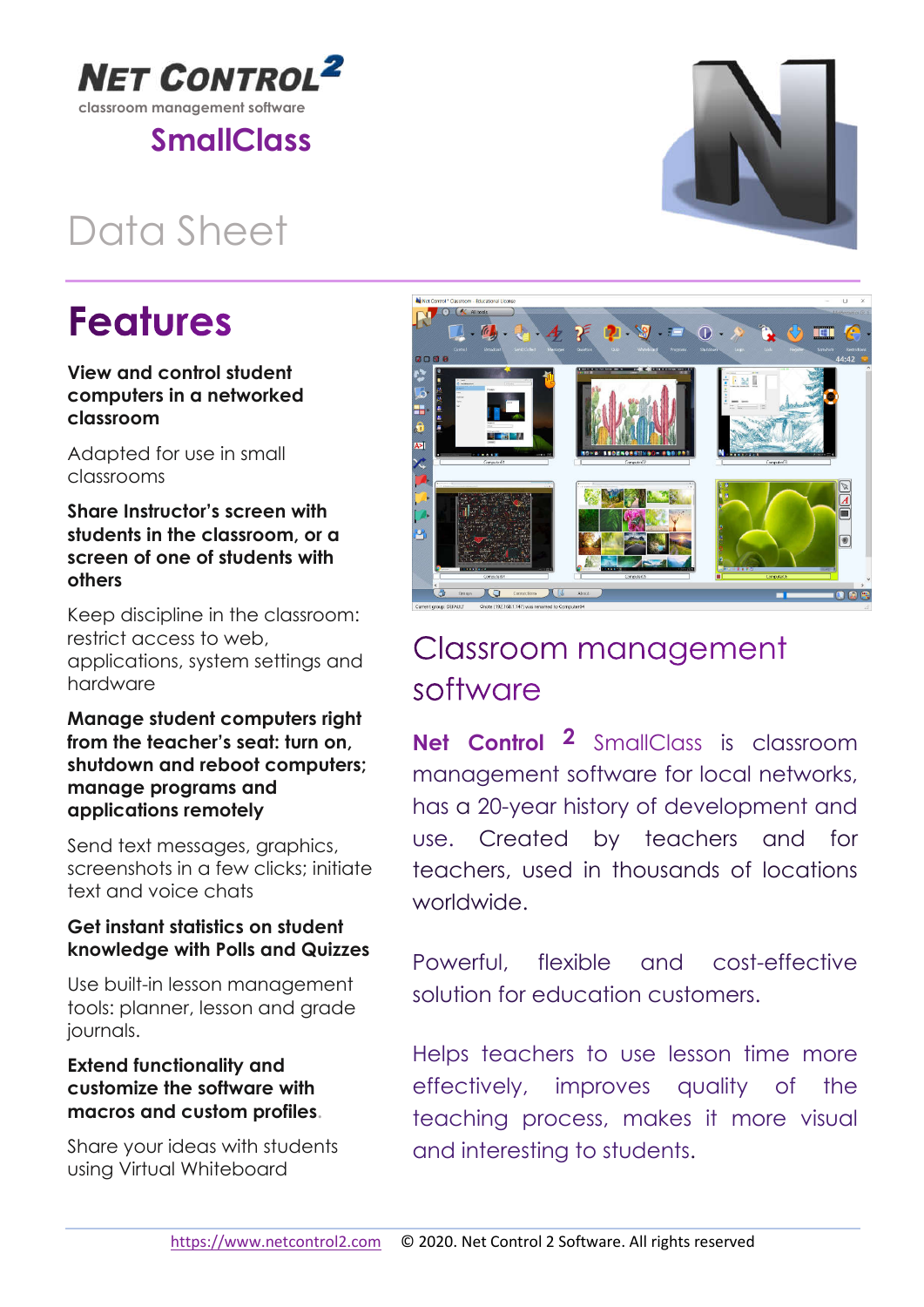**NET CONTROL 2**

classroom management software

**SmallClass**

# Data Sheet

## Features

**View and control student computers in a networked classroom**

Adapted for use in small classrooms

**Share Instructor's screen with students in the classroom, or a screen of one of students with others**

Keep discipline in the classroom: restrict access to web, applications, system settings and hardware

**Manage student computers right from the teacher's seat: turn on, shutdown and reboot computers; manage programs and applications remotely**

Send text messages, graphics, screenshots in a few clicks; initiate text and voice chats

**Get instant statistics on student knowledge with Polls and Quizzes**

Use built-in lesson management tools: planner, lesson and grade journals.

**Extend functionality and customize the software with macros and custom profiles.**

Share your ideas with students using Virtual Whiteboard

## Classroom management software

**Net Control 2** SmallClass is classroom management software for local networks, has a 20-year history of development and use. Created by teachers and for teachers, used in thousands of locations worldwide.

Powerful, flexible and cost-effective solution for education customers.

Helps teachers to use lesson time more effectively, improves quality of the teaching process, makes it more visual and interesting to students.

https://www.netcontrol2.com © 2020. Net Control 2 Software. All rights reserved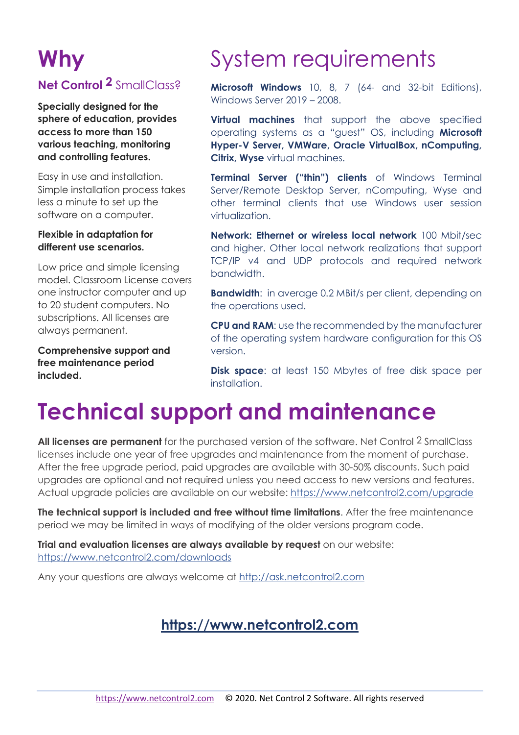# Why

## Net Control 2 SmallClass?

**Specially designed for the sphere of education, provides access to more than 150 various teaching, monitoring and controlling features.**

Easy in use and installation. Simple installation process takes less a minute to set up the software on a computer.

**Flexible in adaptation for different use scenarios.**

Low price and simple licensing model. Classroom License covers one instructor computer and up to 20 student computers. No subscriptions. All licenses are always permanent.

**Comprehensive support and free maintenance period included.**

# System requirements

**Microsoft Windows** 10, 8, 7 (64- and 32-bit Editions), Windows Server 2019 – 2008.

**Virtual machines** that support the above specified operating systems as a "guest" OS, including **Microsoft Hyper-V Server, VMWare, Oracle VirtualBox, nComputing, Citrix, Wyse** virtual machines.

**Terminal Server ("thin") clients** of Windows Terminal Server/Remote Desktop Server, nComputing, Wyse and other terminal clients that use Windows user session virtualization.

**Network: Ethernet or wireless local network** 100 Mbit/sec and higher. Other local network realizations that support TCP/IP v4 and UDP protocols and required network bandwidth.

**Bandwidth**: in average 0.2 MBit/s per client, depending on the operations used.

**CPU and RAM**: use the recommended by the manufacturer of the operating system hardware configuration for this OS version.

**Disk space**: at least 150 Mbytes of free disk space per installation.

# Technical support and maintenance

**All licenses are permanent** for the purchased version of the software. Net Control 2 SmallClass licenses include one year of free upgrades and maintenance from the moment of purchase. After the free upgrade period, paid upgrades are available with 30-50% discounts. Such paid upgrades are optional and not required unless you need access to new versions and features. Actual upgrade policies are available on our website: https://www.netcontrol2.com/upgrade

**The technical support is included and free without time limitations**. After the free maintenance period we may be limited in ways of modifying of the older versions program code.

**Trial and evaluation licenses are always available by request** on our website: https://www.netcontrol2.com/downloads

Any your questions are always welcome at http://ask.netcontrol2.com

**https://www.netcontrol2.com**